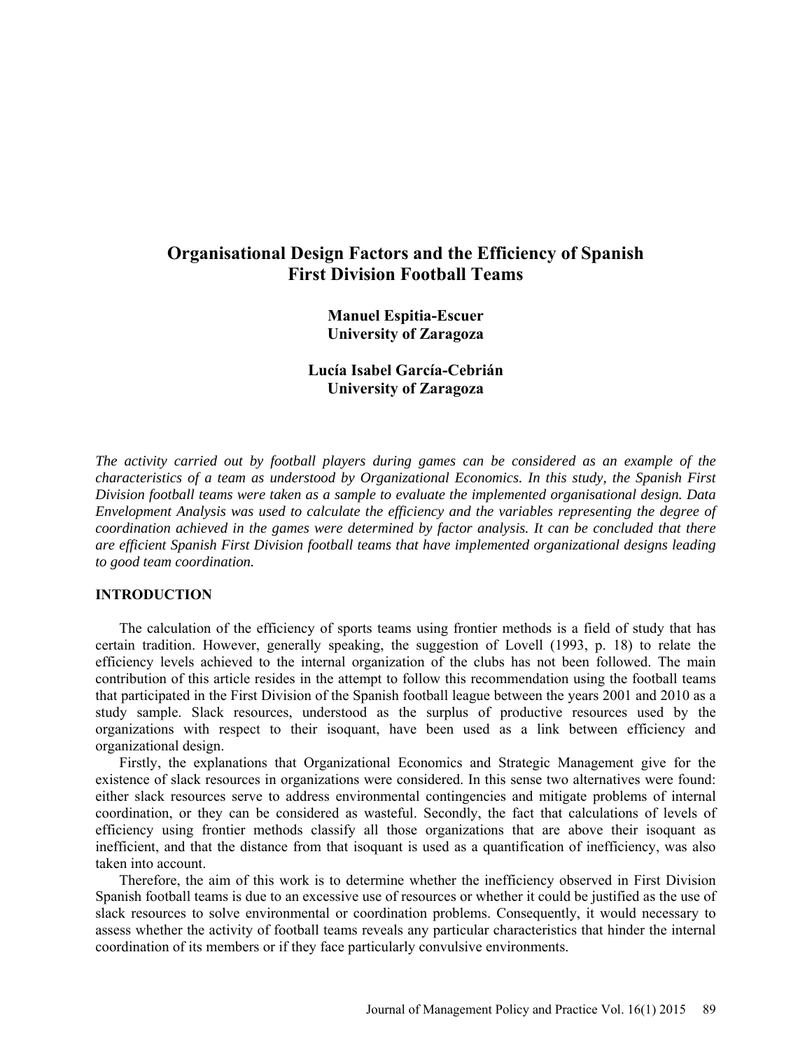# Organisational Design Factors and the Efficiency of Spanish First Division Football Teams

**Manuel Espitia-Escuer**
**University of Zaragoza**

**Lucía Isabel García-Cebrián**
**University of Zaragoza**

*The activity carried out by football players during games can be considered as an example of the characteristics of a team as understood by Organizational Economics. In this study, the Spanish First Division football teams were taken as a sample to evaluate the implemented organisational design. Data Envelopment Analysis was used to calculate the efficiency and the variables representing the degree of coordination achieved in the games were determined by factor analysis. It can be concluded that there are efficient Spanish First Division football teams that have implemented organizational designs leading to good team coordination.*

## INTRODUCTION

The calculation of the efficiency of sports teams using frontier methods is a field of study that has certain tradition. However, generally speaking, the suggestion of Lovell (1993, p. 18) to relate the efficiency levels achieved to the internal organization of the clubs has not been followed. The main contribution of this article resides in the attempt to follow this recommendation using the football teams that participated in the First Division of the Spanish football league between the years 2001 and 2010 as a study sample. Slack resources, understood as the surplus of productive resources used by the organizations with respect to their isoquant, have been used as a link between efficiency and organizational design.

Firstly, the explanations that Organizational Economics and Strategic Management give for the existence of slack resources in organizations were considered. In this sense two alternatives were found: either slack resources serve to address environmental contingencies and mitigate problems of internal coordination, or they can be considered as wasteful. Secondly, the fact that calculations of levels of efficiency using frontier methods classify all those organizations that are above their isoquant as inefficient, and that the distance from that isoquant is used as a quantification of inefficiency, was also taken into account.

Therefore, the aim of this work is to determine whether the inefficiency observed in First Division Spanish football teams is due to an excessive use of resources or whether it could be justified as the use of slack resources to solve environmental or coordination problems. Consequently, it would necessary to assess whether the activity of football teams reveals any particular characteristics that hinder the internal coordination of its members or if they face particularly convulsive environments.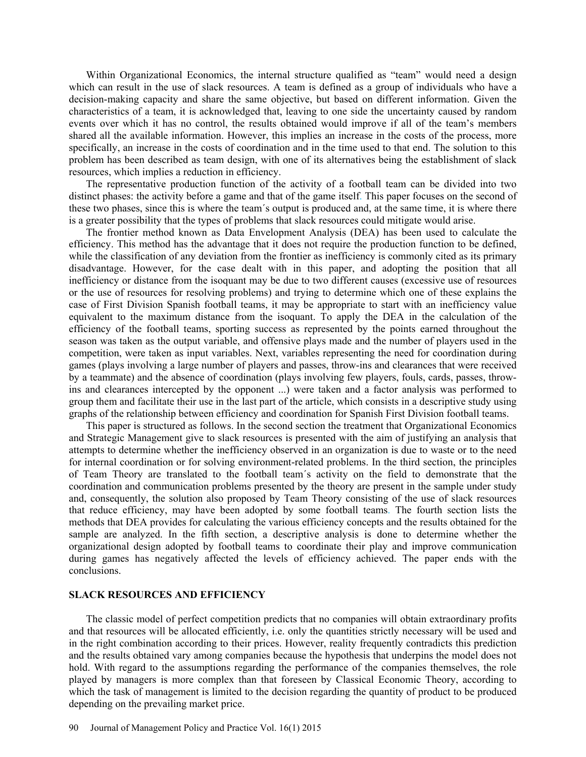Within Organizational Economics, the internal structure qualified as "team" would need a design which can result in the use of slack resources. A team is defined as a group of individuals who have a decision-making capacity and share the same objective, but based on different information. Given the characteristics of a team, it is acknowledged that, leaving to one side the uncertainty caused by random events over which it has no control, the results obtained would improve if all of the team's members shared all the available information. However, this implies an increase in the costs of the process, more specifically, an increase in the costs of coordination and in the time used to that end. The solution to this problem has been described as team design, with one of its alternatives being the establishment of slack resources, which implies a reduction in efficiency.

The representative production function of the activity of a football team can be divided into two distinct phases: the activity before a game and that of the game itself. This paper focuses on the second of these two phases, since this is where the team´s output is produced and, at the same time, it is where there is a greater possibility that the types of problems that slack resources could mitigate would arise.

The frontier method known as Data Envelopment Analysis (DEA) has been used to calculate the efficiency. This method has the advantage that it does not require the production function to be defined, while the classification of any deviation from the frontier as inefficiency is commonly cited as its primary disadvantage. However, for the case dealt with in this paper, and adopting the position that all inefficiency or distance from the isoquant may be due to two different causes (excessive use of resources or the use of resources for resolving problems) and trying to determine which one of these explains the case of First Division Spanish football teams, it may be appropriate to start with an inefficiency value equivalent to the maximum distance from the isoquant. To apply the DEA in the calculation of the efficiency of the football teams, sporting success as represented by the points earned throughout the season was taken as the output variable, and offensive plays made and the number of players used in the competition, were taken as input variables. Next, variables representing the need for coordination during games (plays involving a large number of players and passes, throw-ins and clearances that were received by a teammate) and the absence of coordination (plays involving few players, fouls, cards, passes, throw-ins and clearances intercepted by the opponent ...) were taken and a factor analysis was performed to group them and facilitate their use in the last part of the article, which consists in a descriptive study using graphs of the relationship between efficiency and coordination for Spanish First Division football teams.

This paper is structured as follows. In the second section the treatment that Organizational Economics and Strategic Management give to slack resources is presented with the aim of justifying an analysis that attempts to determine whether the inefficiency observed in an organization is due to waste or to the need for internal coordination or for solving environment-related problems. In the third section, the principles of Team Theory are translated to the football team´s activity on the field to demonstrate that the coordination and communication problems presented by the theory are present in the sample under study and, consequently, the solution also proposed by Team Theory consisting of the use of slack resources that reduce efficiency, may have been adopted by some football teams. The fourth section lists the methods that DEA provides for calculating the various efficiency concepts and the results obtained for the sample are analyzed. In the fifth section, a descriptive analysis is done to determine whether the organizational design adopted by football teams to coordinate their play and improve communication during games has negatively affected the levels of efficiency achieved. The paper ends with the conclusions.

## SLACK RESOURCES AND EFFICIENCY

The classic model of perfect competition predicts that no companies will obtain extraordinary profits and that resources will be allocated efficiently, i.e. only the quantities strictly necessary will be used and in the right combination according to their prices. However, reality frequently contradicts this prediction and the results obtained vary among companies because the hypothesis that underpins the model does not hold. With regard to the assumptions regarding the performance of the companies themselves, the role played by managers is more complex than that foreseen by Classical Economic Theory, according to which the task of management is limited to the decision regarding the quantity of product to be produced depending on the prevailing market price.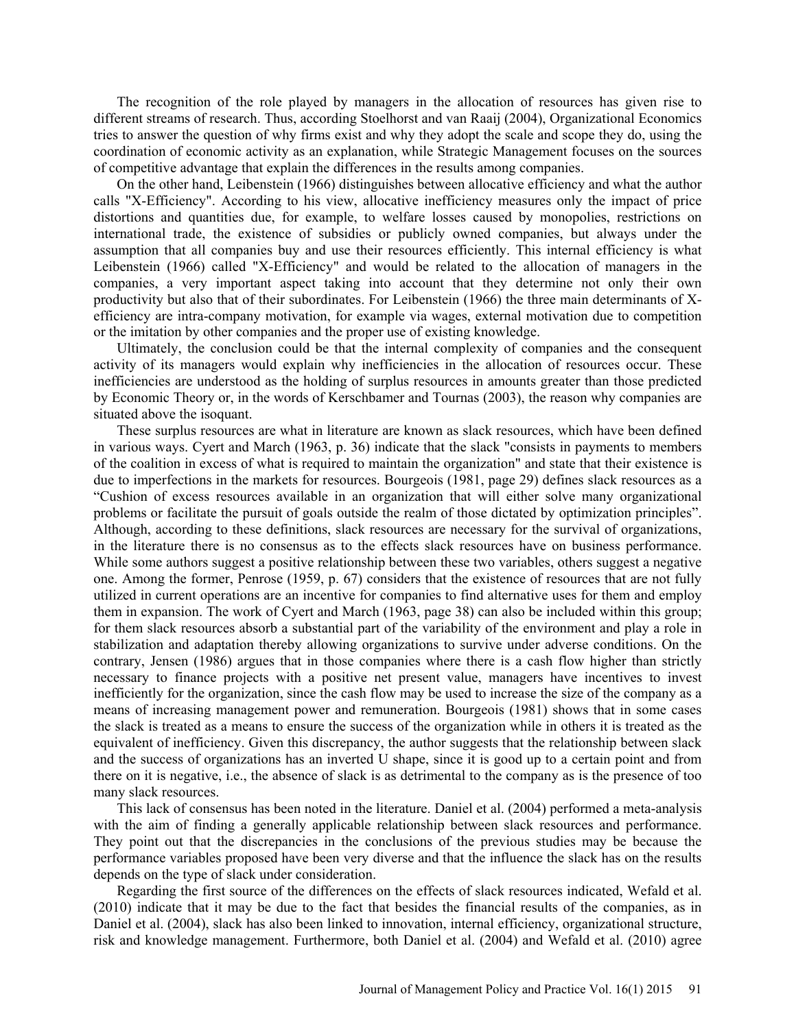The recognition of the role played by managers in the allocation of resources has given rise to different streams of research. Thus, according Stoelhorst and van Raaij (2004), Organizational Economics tries to answer the question of why firms exist and why they adopt the scale and scope they do, using the coordination of economic activity as an explanation, while Strategic Management focuses on the sources of competitive advantage that explain the differences in the results among companies.

On the other hand, Leibenstein (1966) distinguishes between allocative efficiency and what the author calls "X-Efficiency". According to his view, allocative inefficiency measures only the impact of price distortions and quantities due, for example, to welfare losses caused by monopolies, restrictions on international trade, the existence of subsidies or publicly owned companies, but always under the assumption that all companies buy and use their resources efficiently. This internal efficiency is what Leibenstein (1966) called "X-Efficiency" and would be related to the allocation of managers in the companies, a very important aspect taking into account that they determine not only their own productivity but also that of their subordinates. For Leibenstein (1966) the three main determinants of X-efficiency are intra-company motivation, for example via wages, external motivation due to competition or the imitation by other companies and the proper use of existing knowledge.

Ultimately, the conclusion could be that the internal complexity of companies and the consequent activity of its managers would explain why inefficiencies in the allocation of resources occur. These inefficiencies are understood as the holding of surplus resources in amounts greater than those predicted by Economic Theory or, in the words of Kerschbamer and Tournas (2003), the reason why companies are situated above the isoquant.

These surplus resources are what in literature are known as slack resources, which have been defined in various ways. Cyert and March (1963, p. 36) indicate that the slack "consists in payments to members of the coalition in excess of what is required to maintain the organization" and state that their existence is due to imperfections in the markets for resources. Bourgeois (1981, page 29) defines slack resources as a "Cushion of excess resources available in an organization that will either solve many organizational problems or facilitate the pursuit of goals outside the realm of those dictated by optimization principles". Although, according to these definitions, slack resources are necessary for the survival of organizations, in the literature there is no consensus as to the effects slack resources have on business performance. While some authors suggest a positive relationship between these two variables, others suggest a negative one. Among the former, Penrose (1959, p. 67) considers that the existence of resources that are not fully utilized in current operations are an incentive for companies to find alternative uses for them and employ them in expansion. The work of Cyert and March (1963, page 38) can also be included within this group; for them slack resources absorb a substantial part of the variability of the environment and play a role in stabilization and adaptation thereby allowing organizations to survive under adverse conditions. On the contrary, Jensen (1986) argues that in those companies where there is a cash flow higher than strictly necessary to finance projects with a positive net present value, managers have incentives to invest inefficiently for the organization, since the cash flow may be used to increase the size of the company as a means of increasing management power and remuneration. Bourgeois (1981) shows that in some cases the slack is treated as a means to ensure the success of the organization while in others it is treated as the equivalent of inefficiency. Given this discrepancy, the author suggests that the relationship between slack and the success of organizations has an inverted U shape, since it is good up to a certain point and from there on it is negative, i.e., the absence of slack is as detrimental to the company as is the presence of too many slack resources.

This lack of consensus has been noted in the literature. Daniel et al. (2004) performed a meta-analysis with the aim of finding a generally applicable relationship between slack resources and performance. They point out that the discrepancies in the conclusions of the previous studies may be because the performance variables proposed have been very diverse and that the influence the slack has on the results depends on the type of slack under consideration.

Regarding the first source of the differences on the effects of slack resources indicated, Wefald et al. (2010) indicate that it may be due to the fact that besides the financial results of the companies, as in Daniel et al. (2004), slack has also been linked to innovation, internal efficiency, organizational structure, risk and knowledge management. Furthermore, both Daniel et al. (2004) and Wefald et al. (2010) agree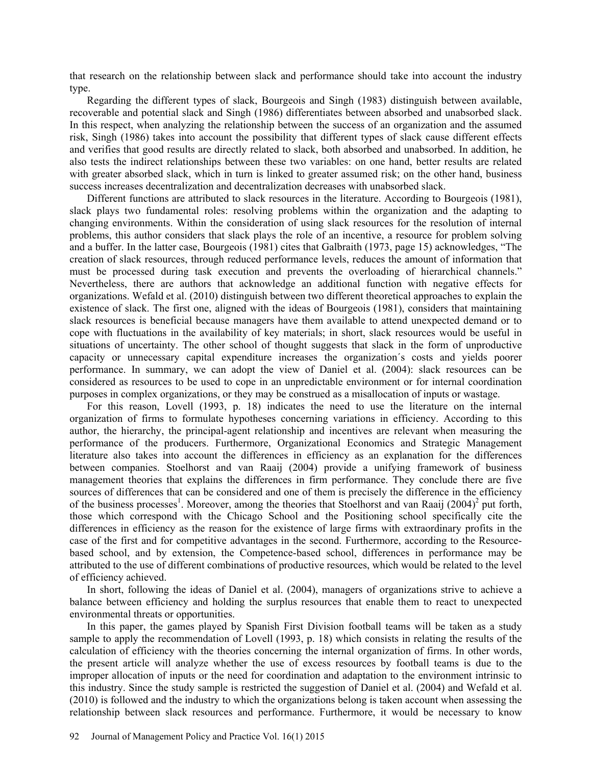that research on the relationship between slack and performance should take into account the industry type.

Regarding the different types of slack, Bourgeois and Singh (1983) distinguish between available, recoverable and potential slack and Singh (1986) differentiates between absorbed and unabsorbed slack. In this respect, when analyzing the relationship between the success of an organization and the assumed risk, Singh (1986) takes into account the possibility that different types of slack cause different effects and verifies that good results are directly related to slack, both absorbed and unabsorbed. In addition, he also tests the indirect relationships between these two variables: on one hand, better results are related with greater absorbed slack, which in turn is linked to greater assumed risk; on the other hand, business success increases decentralization and decentralization decreases with unabsorbed slack.

Different functions are attributed to slack resources in the literature. According to Bourgeois (1981), slack plays two fundamental roles: resolving problems within the organization and the adapting to changing environments. Within the consideration of using slack resources for the resolution of internal problems, this author considers that slack plays the role of an incentive, a resource for problem solving and a buffer. In the latter case, Bourgeois (1981) cites that Galbraith (1973, page 15) acknowledges, "The creation of slack resources, through reduced performance levels, reduces the amount of information that must be processed during task execution and prevents the overloading of hierarchical channels." Nevertheless, there are authors that acknowledge an additional function with negative effects for organizations. Wefald et al. (2010) distinguish between two different theoretical approaches to explain the existence of slack. The first one, aligned with the ideas of Bourgeois (1981), considers that maintaining slack resources is beneficial because managers have them available to attend unexpected demand or to cope with fluctuations in the availability of key materials; in short, slack resources would be useful in situations of uncertainty. The other school of thought suggests that slack in the form of unproductive capacity or unnecessary capital expenditure increases the organization´s costs and yields poorer performance. In summary, we can adopt the view of Daniel et al. (2004): slack resources can be considered as resources to be used to cope in an unpredictable environment or for internal coordination purposes in complex organizations, or they may be construed as a misallocation of inputs or wastage.

For this reason, Lovell (1993, p. 18) indicates the need to use the literature on the internal organization of firms to formulate hypotheses concerning variations in efficiency. According to this author, the hierarchy, the principal-agent relationship and incentives are relevant when measuring the performance of the producers. Furthermore, Organizational Economics and Strategic Management literature also takes into account the differences in efficiency as an explanation for the differences between companies. Stoelhorst and van Raaij (2004) provide a unifying framework of business management theories that explains the differences in firm performance. They conclude there are five sources of differences that can be considered and one of them is precisely the difference in the efficiency of the business processes[1]. Moreover, among the theories that Stoelhorst and van Raaij (2004)[2] put forth, those which correspond with the Chicago School and the Positioning school specifically cite the differences in efficiency as the reason for the existence of large firms with extraordinary profits in the case of the first and for competitive advantages in the second. Furthermore, according to the Resource-based school, and by extension, the Competence-based school, differences in performance may be attributed to the use of different combinations of productive resources, which would be related to the level of efficiency achieved.

In short, following the ideas of Daniel et al. (2004), managers of organizations strive to achieve a balance between efficiency and holding the surplus resources that enable them to react to unexpected environmental threats or opportunities.

In this paper, the games played by Spanish First Division football teams will be taken as a study sample to apply the recommendation of Lovell (1993, p. 18) which consists in relating the results of the calculation of efficiency with the theories concerning the internal organization of firms. In other words, the present article will analyze whether the use of excess resources by football teams is due to the improper allocation of inputs or the need for coordination and adaptation to the environment intrinsic to this industry. Since the study sample is restricted the suggestion of Daniel et al. (2004) and Wefald et al. (2010) is followed and the industry to which the organizations belong is taken account when assessing the relationship between slack resources and performance. Furthermore, it would be necessary to know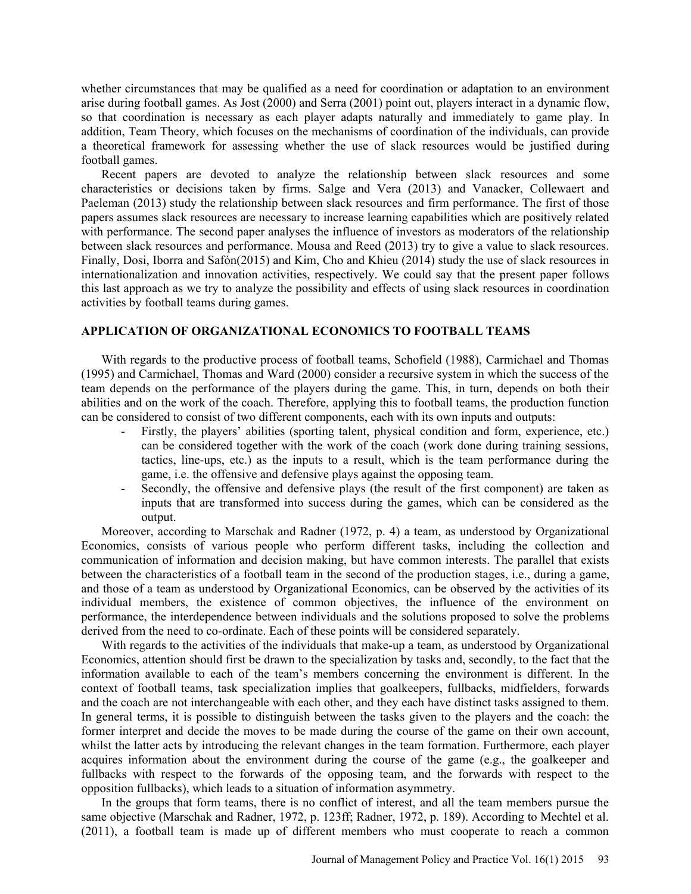whether circumstances that may be qualified as a need for coordination or adaptation to an environment arise during football games. As Jost (2000) and Serra (2001) point out, players interact in a dynamic flow, so that coordination is necessary as each player adapts naturally and immediately to game play. In addition, Team Theory, which focuses on the mechanisms of coordination of the individuals, can provide a theoretical framework for assessing whether the use of slack resources would be justified during football games.

Recent papers are devoted to analyze the relationship between slack resources and some characteristics or decisions taken by firms. Salge and Vera (2013) and Vanacker, Collewaert and Paeleman (2013) study the relationship between slack resources and firm performance. The first of those papers assumes slack resources are necessary to increase learning capabilities which are positively related with performance. The second paper analyses the influence of investors as moderators of the relationship between slack resources and performance. Mousa and Reed (2013) try to give a value to slack resources. Finally, Dosi, Iborra and Safón(2015) and Kim, Cho and Khieu (2014) study the use of slack resources in internationalization and innovation activities, respectively. We could say that the present paper follows this last approach as we try to analyze the possibility and effects of using slack resources in coordination activities by football teams during games.

## APPLICATION OF ORGANIZATIONAL ECONOMICS TO FOOTBALL TEAMS

With regards to the productive process of football teams, Schofield (1988), Carmichael and Thomas (1995) and Carmichael, Thomas and Ward (2000) consider a recursive system in which the success of the team depends on the performance of the players during the game. This, in turn, depends on both their abilities and on the work of the coach. Therefore, applying this to football teams, the production function can be considered to consist of two different components, each with its own inputs and outputs:

- Firstly, the players' abilities (sporting talent, physical condition and form, experience, etc.) can be considered together with the work of the coach (work done during training sessions, tactics, line-ups, etc.) as the inputs to a result, which is the team performance during the game, i.e. the offensive and defensive plays against the opposing team.
- Secondly, the offensive and defensive plays (the result of the first component) are taken as inputs that are transformed into success during the games, which can be considered as the output.

Moreover, according to Marschak and Radner (1972, p. 4) a team, as understood by Organizational Economics, consists of various people who perform different tasks, including the collection and communication of information and decision making, but have common interests. The parallel that exists between the characteristics of a football team in the second of the production stages, i.e., during a game, and those of a team as understood by Organizational Economics, can be observed by the activities of its individual members, the existence of common objectives, the influence of the environment on performance, the interdependence between individuals and the solutions proposed to solve the problems derived from the need to co-ordinate. Each of these points will be considered separately.

With regards to the activities of the individuals that make-up a team, as understood by Organizational Economics, attention should first be drawn to the specialization by tasks and, secondly, to the fact that the information available to each of the team's members concerning the environment is different. In the context of football teams, task specialization implies that goalkeepers, fullbacks, midfielders, forwards and the coach are not interchangeable with each other, and they each have distinct tasks assigned to them. In general terms, it is possible to distinguish between the tasks given to the players and the coach: the former interpret and decide the moves to be made during the course of the game on their own account, whilst the latter acts by introducing the relevant changes in the team formation. Furthermore, each player acquires information about the environment during the course of the game (e.g., the goalkeeper and fullbacks with respect to the forwards of the opposing team, and the forwards with respect to the opposition fullbacks), which leads to a situation of information asymmetry.

In the groups that form teams, there is no conflict of interest, and all the team members pursue the same objective (Marschak and Radner, 1972, p. 123ff; Radner, 1972, p. 189). According to Mechtel et al. (2011), a football team is made up of different members who must cooperate to reach a common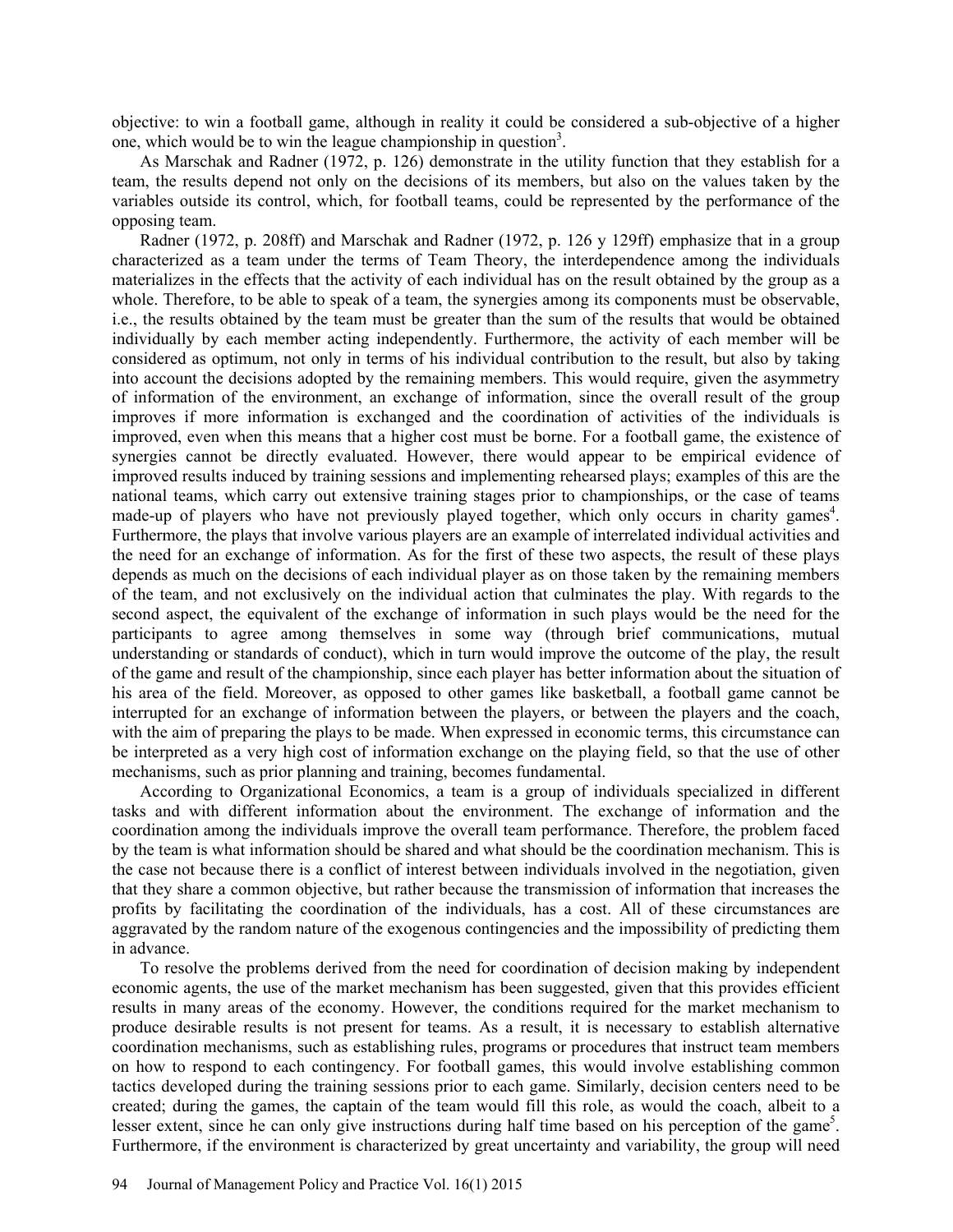objective: to win a football game, although in reality it could be considered a sub-objective of a higher one, which would be to win the league championship in question[3].

As Marschak and Radner (1972, p. 126) demonstrate in the utility function that they establish for a team, the results depend not only on the decisions of its members, but also on the values taken by the variables outside its control, which, for football teams, could be represented by the performance of the opposing team.

Radner (1972, p. 208ff) and Marschak and Radner (1972, p. 126 y 129ff) emphasize that in a group characterized as a team under the terms of Team Theory, the interdependence among the individuals materializes in the effects that the activity of each individual has on the result obtained by the group as a whole. Therefore, to be able to speak of a team, the synergies among its components must be observable, i.e., the results obtained by the team must be greater than the sum of the results that would be obtained individually by each member acting independently. Furthermore, the activity of each member will be considered as optimum, not only in terms of his individual contribution to the result, but also by taking into account the decisions adopted by the remaining members. This would require, given the asymmetry of information of the environment, an exchange of information, since the overall result of the group improves if more information is exchanged and the coordination of activities of the individuals is improved, even when this means that a higher cost must be borne. For a football game, the existence of synergies cannot be directly evaluated. However, there would appear to be empirical evidence of improved results induced by training sessions and implementing rehearsed plays; examples of this are the national teams, which carry out extensive training stages prior to championships, or the case of teams made-up of players who have not previously played together, which only occurs in charity games[4]. Furthermore, the plays that involve various players are an example of interrelated individual activities and the need for an exchange of information. As for the first of these two aspects, the result of these plays depends as much on the decisions of each individual player as on those taken by the remaining members of the team, and not exclusively on the individual action that culminates the play. With regards to the second aspect, the equivalent of the exchange of information in such plays would be the need for the participants to agree among themselves in some way (through brief communications, mutual understanding or standards of conduct), which in turn would improve the outcome of the play, the result of the game and result of the championship, since each player has better information about the situation of his area of the field. Moreover, as opposed to other games like basketball, a football game cannot be interrupted for an exchange of information between the players, or between the players and the coach, with the aim of preparing the plays to be made. When expressed in economic terms, this circumstance can be interpreted as a very high cost of information exchange on the playing field, so that the use of other mechanisms, such as prior planning and training, becomes fundamental.

According to Organizational Economics, a team is a group of individuals specialized in different tasks and with different information about the environment. The exchange of information and the coordination among the individuals improve the overall team performance. Therefore, the problem faced by the team is what information should be shared and what should be the coordination mechanism. This is the case not because there is a conflict of interest between individuals involved in the negotiation, given that they share a common objective, but rather because the transmission of information that increases the profits by facilitating the coordination of the individuals, has a cost. All of these circumstances are aggravated by the random nature of the exogenous contingencies and the impossibility of predicting them in advance.

To resolve the problems derived from the need for coordination of decision making by independent economic agents, the use of the market mechanism has been suggested, given that this provides efficient results in many areas of the economy. However, the conditions required for the market mechanism to produce desirable results is not present for teams. As a result, it is necessary to establish alternative coordination mechanisms, such as establishing rules, programs or procedures that instruct team members on how to respond to each contingency. For football games, this would involve establishing common tactics developed during the training sessions prior to each game. Similarly, decision centers need to be created; during the games, the captain of the team would fill this role, as would the coach, albeit to a lesser extent, since he can only give instructions during half time based on his perception of the game[5]. Furthermore, if the environment is characterized by great uncertainty and variability, the group will need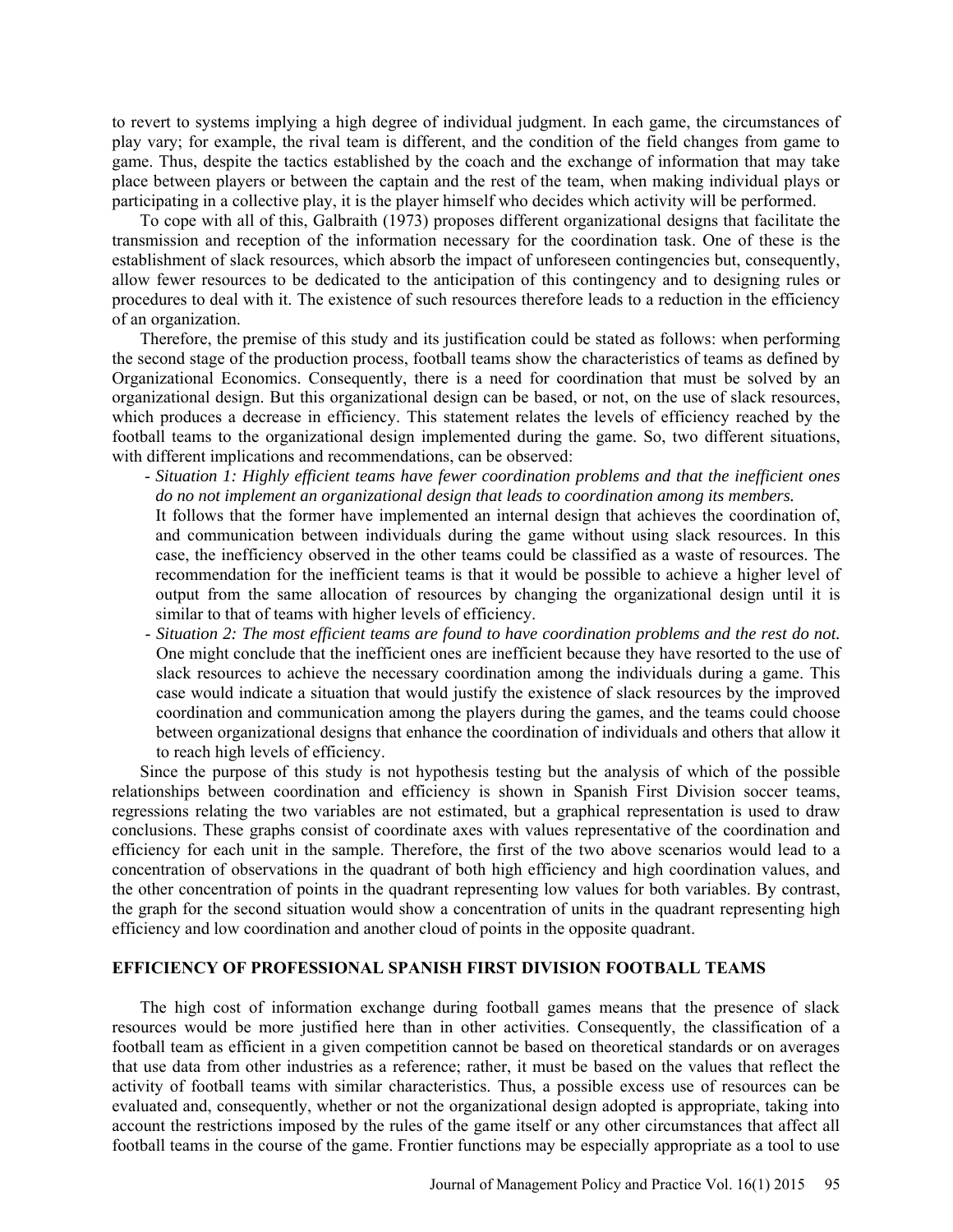to revert to systems implying a high degree of individual judgment. In each game, the circumstances of play vary; for example, the rival team is different, and the condition of the field changes from game to game. Thus, despite the tactics established by the coach and the exchange of information that may take place between players or between the captain and the rest of the team, when making individual plays or participating in a collective play, it is the player himself who decides which activity will be performed.

To cope with all of this, Galbraith (1973) proposes different organizational designs that facilitate the transmission and reception of the information necessary for the coordination task. One of these is the establishment of slack resources, which absorb the impact of unforeseen contingencies but, consequently, allow fewer resources to be dedicated to the anticipation of this contingency and to designing rules or procedures to deal with it. The existence of such resources therefore leads to a reduction in the efficiency of an organization.

Therefore, the premise of this study and its justification could be stated as follows: when performing the second stage of the production process, football teams show the characteristics of teams as defined by Organizational Economics. Consequently, there is a need for coordination that must be solved by an organizational design. But this organizational design can be based, or not, on the use of slack resources, which produces a decrease in efficiency. This statement relates the levels of efficiency reached by the football teams to the organizational design implemented during the game. So, two different situations, with different implications and recommendations, can be observed:

- *Situation 1: Highly efficient teams have fewer coordination problems and that the inefficient ones do no not implement an organizational design that leads to coordination among its members.*
  It follows that the former have implemented an internal design that achieves the coordination of, and communication between individuals during the game without using slack resources. In this case, the inefficiency observed in the other teams could be classified as a waste of resources. The recommendation for the inefficient teams is that it would be possible to achieve a higher level of output from the same allocation of resources by changing the organizational design until it is similar to that of teams with higher levels of efficiency.
- *Situation 2: The most efficient teams are found to have coordination problems and the rest do not.*
  One might conclude that the inefficient ones are inefficient because they have resorted to the use of slack resources to achieve the necessary coordination among the individuals during a game. This case would indicate a situation that would justify the existence of slack resources by the improved coordination and communication among the players during the games, and the teams could choose between organizational designs that enhance the coordination of individuals and others that allow it to reach high levels of efficiency.

Since the purpose of this study is not hypothesis testing but the analysis of which of the possible relationships between coordination and efficiency is shown in Spanish First Division soccer teams, regressions relating the two variables are not estimated, but a graphical representation is used to draw conclusions. These graphs consist of coordinate axes with values representative of the coordination and efficiency for each unit in the sample. Therefore, the first of the two above scenarios would lead to a concentration of observations in the quadrant of both high efficiency and high coordination values, and the other concentration of points in the quadrant representing low values for both variables. By contrast, the graph for the second situation would show a concentration of units in the quadrant representing high efficiency and low coordination and another cloud of points in the opposite quadrant.

## EFFICIENCY OF PROFESSIONAL SPANISH FIRST DIVISION FOOTBALL TEAMS

The high cost of information exchange during football games means that the presence of slack resources would be more justified here than in other activities. Consequently, the classification of a football team as efficient in a given competition cannot be based on theoretical standards or on averages that use data from other industries as a reference; rather, it must be based on the values that reflect the activity of football teams with similar characteristics. Thus, a possible excess use of resources can be evaluated and, consequently, whether or not the organizational design adopted is appropriate, taking into account the restrictions imposed by the rules of the game itself or any other circumstances that affect all football teams in the course of the game. Frontier functions may be especially appropriate as a tool to use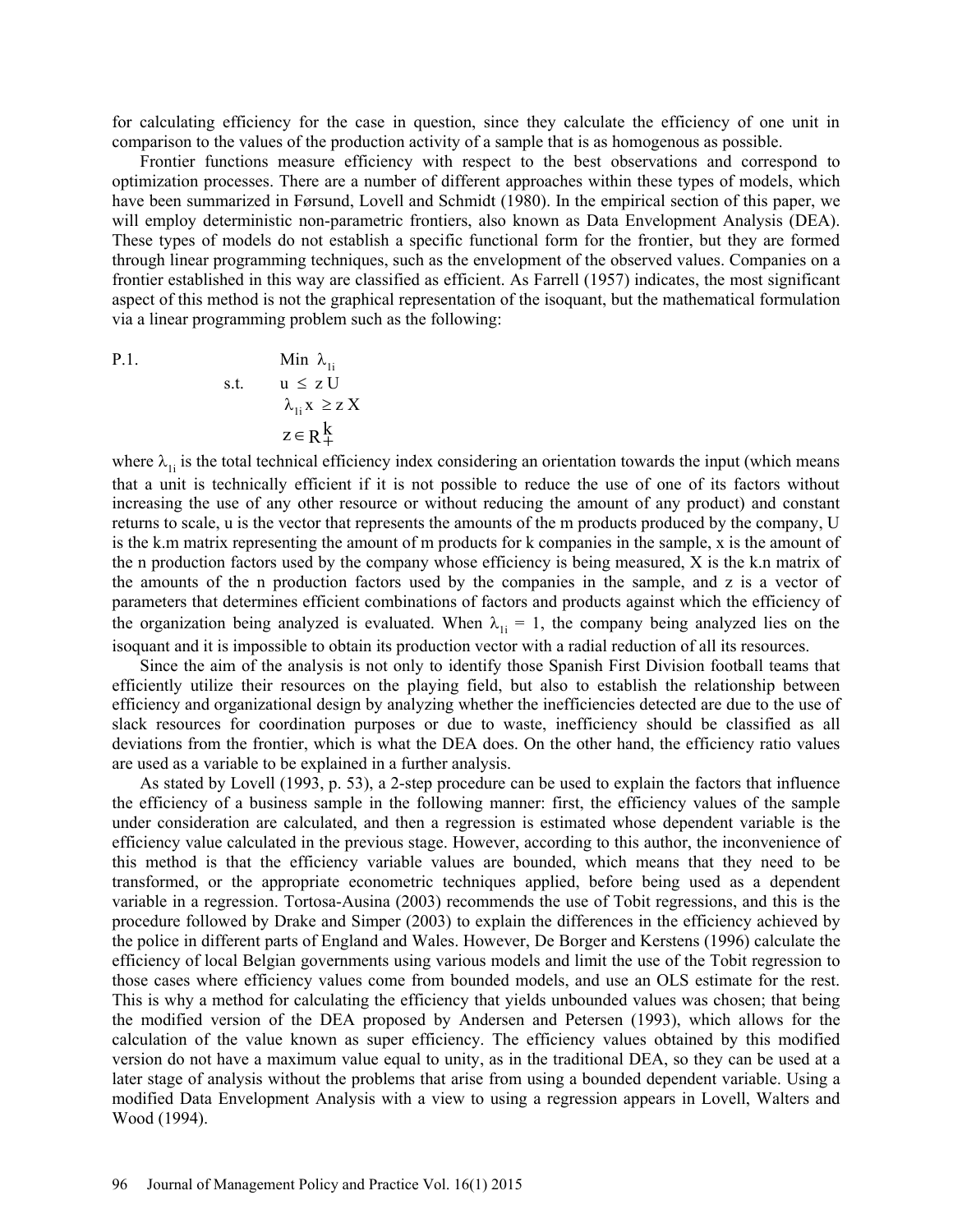for calculating efficiency for the case in question, since they calculate the efficiency of one unit in comparison to the values of the production activity of a sample that is as homogenous as possible.

Frontier functions measure efficiency with respect to the best observations and correspond to optimization processes. There are a number of different approaches within these types of models, which have been summarized in Førsund, Lovell and Schmidt (1980). In the empirical section of this paper, we will employ deterministic non-parametric frontiers, also known as Data Envelopment Analysis (DEA). These types of models do not establish a specific functional form for the frontier, but they are formed through linear programming techniques, such as the envelopment of the observed values. Companies on a frontier established in this way are classified as efficient. As Farrell (1957) indicates, the most significant aspect of this method is not the graphical representation of the isoquant, but the mathematical formulation via a linear programming problem such as the following:

$$\text{P.1.} \qquad \begin{aligned} & \text{Min } \lambda_{1i} \\ \text{s.t.} \quad & u \leq z\,U \\ & \lambda_{1i}\,x \geq z\,X \\ & z \in R_{+}^{k} \end{aligned}$$

where $\lambda_{1i}$ is the total technical efficiency index considering an orientation towards the input (which means that a unit is technically efficient if it is not possible to reduce the use of one of its factors without increasing the use of any other resource or without reducing the amount of any product) and constant returns to scale, u is the vector that represents the amounts of the m products produced by the company, U is the k.m matrix representing the amount of m products for k companies in the sample, x is the amount of the n production factors used by the company whose efficiency is being measured, X is the k.n matrix of the amounts of the n production factors used by the companies in the sample, and z is a vector of parameters that determines efficient combinations of factors and products against which the efficiency of the organization being analyzed is evaluated. When $\lambda_{1i} = 1$, the company being analyzed lies on the isoquant and it is impossible to obtain its production vector with a radial reduction of all its resources.

Since the aim of the analysis is not only to identify those Spanish First Division football teams that efficiently utilize their resources on the playing field, but also to establish the relationship between efficiency and organizational design by analyzing whether the inefficiencies detected are due to the use of slack resources for coordination purposes or due to waste, inefficiency should be classified as all deviations from the frontier, which is what the DEA does. On the other hand, the efficiency ratio values are used as a variable to be explained in a further analysis.

As stated by Lovell (1993, p. 53), a 2-step procedure can be used to explain the factors that influence the efficiency of a business sample in the following manner: first, the efficiency values of the sample under consideration are calculated, and then a regression is estimated whose dependent variable is the efficiency value calculated in the previous stage. However, according to this author, the inconvenience of this method is that the efficiency variable values are bounded, which means that they need to be transformed, or the appropriate econometric techniques applied, before being used as a dependent variable in a regression. Tortosa-Ausina (2003) recommends the use of Tobit regressions, and this is the procedure followed by Drake and Simper (2003) to explain the differences in the efficiency achieved by the police in different parts of England and Wales. However, De Borger and Kerstens (1996) calculate the efficiency of local Belgian governments using various models and limit the use of the Tobit regression to those cases where efficiency values come from bounded models, and use an OLS estimate for the rest. This is why a method for calculating the efficiency that yields unbounded values was chosen; that being the modified version of the DEA proposed by Andersen and Petersen (1993), which allows for the calculation of the value known as super efficiency. The efficiency values obtained by this modified version do not have a maximum value equal to unity, as in the traditional DEA, so they can be used at a later stage of analysis without the problems that arise from using a bounded dependent variable. Using a modified Data Envelopment Analysis with a view to using a regression appears in Lovell, Walters and Wood (1994).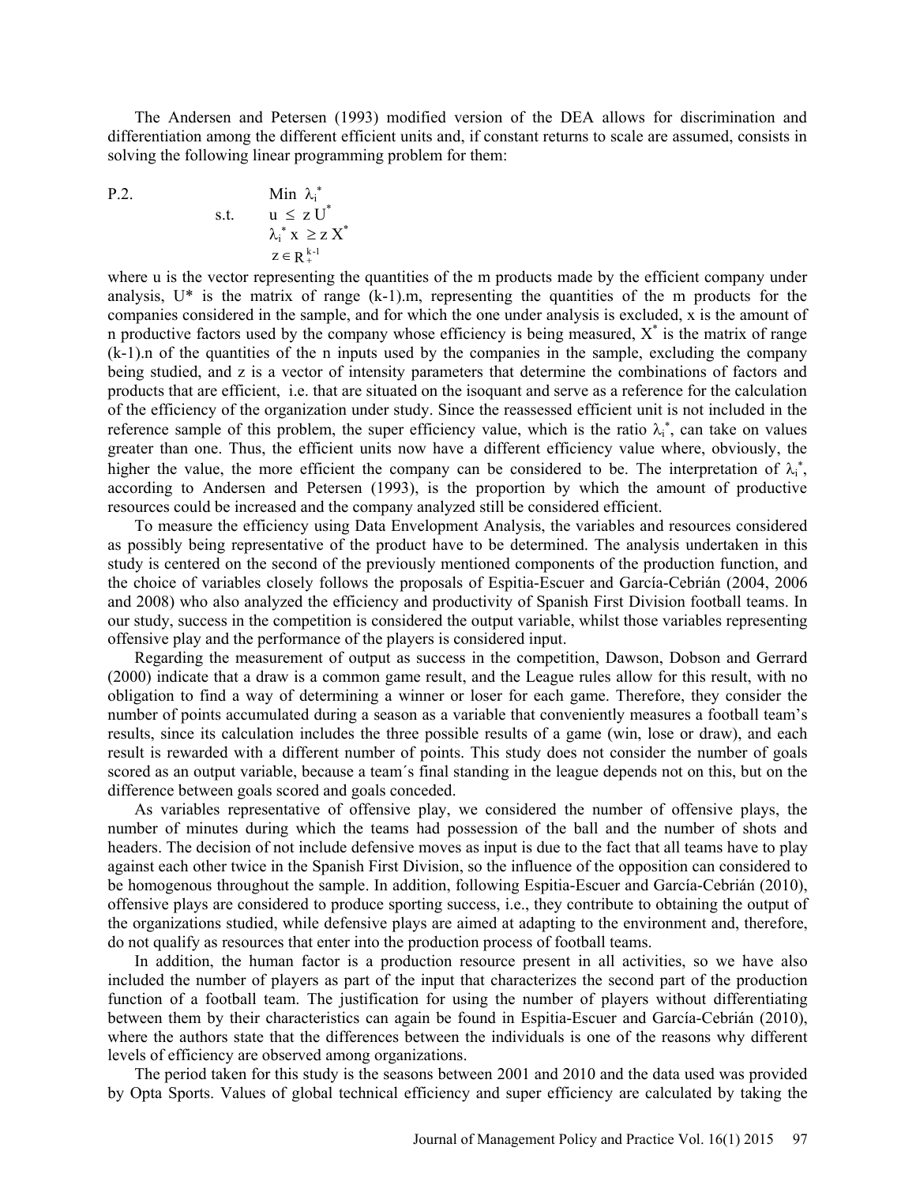The Andersen and Petersen (1993) modified version of the DEA allows for discrimination and differentiation among the different efficient units and, if constant returns to scale are assumed, consists in solving the following linear programming problem for them:

$$
\text{P.2.} \qquad \begin{aligned} & \text{Min } \lambda_i^* \\ \text{s.t.} \quad & u \leq z\,U^* \\ & \lambda_i^*\, x \geq z\,X^* \\ & z \in R_+^{k-1} \end{aligned}
$$

where u is the vector representing the quantities of the m products made by the efficient company under analysis, U* is the matrix of range (k-1).m, representing the quantities of the m products for the companies considered in the sample, and for which the one under analysis is excluded, x is the amount of n productive factors used by the company whose efficiency is being measured, $X^*$ is the matrix of range (k-1).n of the quantities of the n inputs used by the companies in the sample, excluding the company being studied, and z is a vector of intensity parameters that determine the combinations of factors and products that are efficient, i.e. that are situated on the isoquant and serve as a reference for the calculation of the efficiency of the organization under study. Since the reassessed efficient unit is not included in the reference sample of this problem, the super efficiency value, which is the ratio $\lambda_i^*$, can take on values greater than one. Thus, the efficient units now have a different efficiency value where, obviously, the higher the value, the more efficient the company can be considered to be. The interpretation of $\lambda_i^*$, according to Andersen and Petersen (1993), is the proportion by which the amount of productive resources could be increased and the company analyzed still be considered efficient.

To measure the efficiency using Data Envelopment Analysis, the variables and resources considered as possibly being representative of the product have to be determined. The analysis undertaken in this study is centered on the second of the previously mentioned components of the production function, and the choice of variables closely follows the proposals of Espitia-Escuer and García-Cebrián (2004, 2006 and 2008) who also analyzed the efficiency and productivity of Spanish First Division football teams. In our study, success in the competition is considered the output variable, whilst those variables representing offensive play and the performance of the players is considered input.

Regarding the measurement of output as success in the competition, Dawson, Dobson and Gerrard (2000) indicate that a draw is a common game result, and the League rules allow for this result, with no obligation to find a way of determining a winner or loser for each game. Therefore, they consider the number of points accumulated during a season as a variable that conveniently measures a football team's results, since its calculation includes the three possible results of a game (win, lose or draw), and each result is rewarded with a different number of points. This study does not consider the number of goals scored as an output variable, because a team´s final standing in the league depends not on this, but on the difference between goals scored and goals conceded.

As variables representative of offensive play, we considered the number of offensive plays, the number of minutes during which the teams had possession of the ball and the number of shots and headers. The decision of not include defensive moves as input is due to the fact that all teams have to play against each other twice in the Spanish First Division, so the influence of the opposition can considered to be homogenous throughout the sample. In addition, following Espitia-Escuer and García-Cebrián (2010), offensive plays are considered to produce sporting success, i.e., they contribute to obtaining the output of the organizations studied, while defensive plays are aimed at adapting to the environment and, therefore, do not qualify as resources that enter into the production process of football teams.

In addition, the human factor is a production resource present in all activities, so we have also included the number of players as part of the input that characterizes the second part of the production function of a football team. The justification for using the number of players without differentiating between them by their characteristics can again be found in Espitia-Escuer and García-Cebrián (2010), where the authors state that the differences between the individuals is one of the reasons why different levels of efficiency are observed among organizations.

The period taken for this study is the seasons between 2001 and 2010 and the data used was provided by Opta Sports. Values of global technical efficiency and super efficiency are calculated by taking the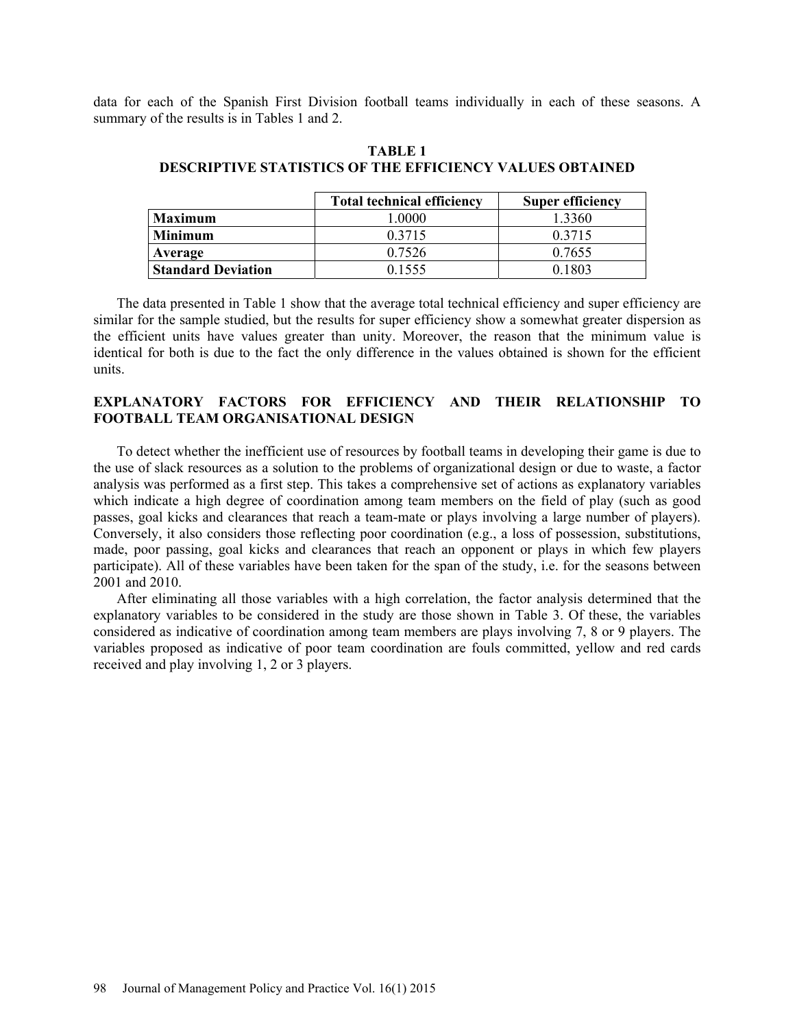data for each of the Spanish First Division football teams individually in each of these seasons. A summary of the results is in Tables 1 and 2.

**TABLE 1**
**DESCRIPTIVE STATISTICS OF THE EFFICIENCY VALUES OBTAINED**

| | Total technical efficiency | Super efficiency |
|---|---|---|
| **Maximum** | 1.0000 | 1.3360 |
| **Minimum** | 0.3715 | 0.3715 |
| **Average** | 0.7526 | 0.7655 |
| **Standard Deviation** | 0.1555 | 0.1803 |

The data presented in Table 1 show that the average total technical efficiency and super efficiency are similar for the sample studied, but the results for super efficiency show a somewhat greater dispersion as the efficient units have values greater than unity. Moreover, the reason that the minimum value is identical for both is due to the fact the only difference in the values obtained is shown for the efficient units.

## EXPLANATORY FACTORS FOR EFFICIENCY AND THEIR RELATIONSHIP TO FOOTBALL TEAM ORGANISATIONAL DESIGN

To detect whether the inefficient use of resources by football teams in developing their game is due to the use of slack resources as a solution to the problems of organizational design or due to waste, a factor analysis was performed as a first step. This takes a comprehensive set of actions as explanatory variables which indicate a high degree of coordination among team members on the field of play (such as good passes, goal kicks and clearances that reach a team-mate or plays involving a large number of players). Conversely, it also considers those reflecting poor coordination (e.g., a loss of possession, substitutions, made, poor passing, goal kicks and clearances that reach an opponent or plays in which few players participate). All of these variables have been taken for the span of the study, i.e. for the seasons between 2001 and 2010.

After eliminating all those variables with a high correlation, the factor analysis determined that the explanatory variables to be considered in the study are those shown in Table 3. Of these, the variables considered as indicative of coordination among team members are plays involving 7, 8 or 9 players. The variables proposed as indicative of poor team coordination are fouls committed, yellow and red cards received and play involving 1, 2 or 3 players.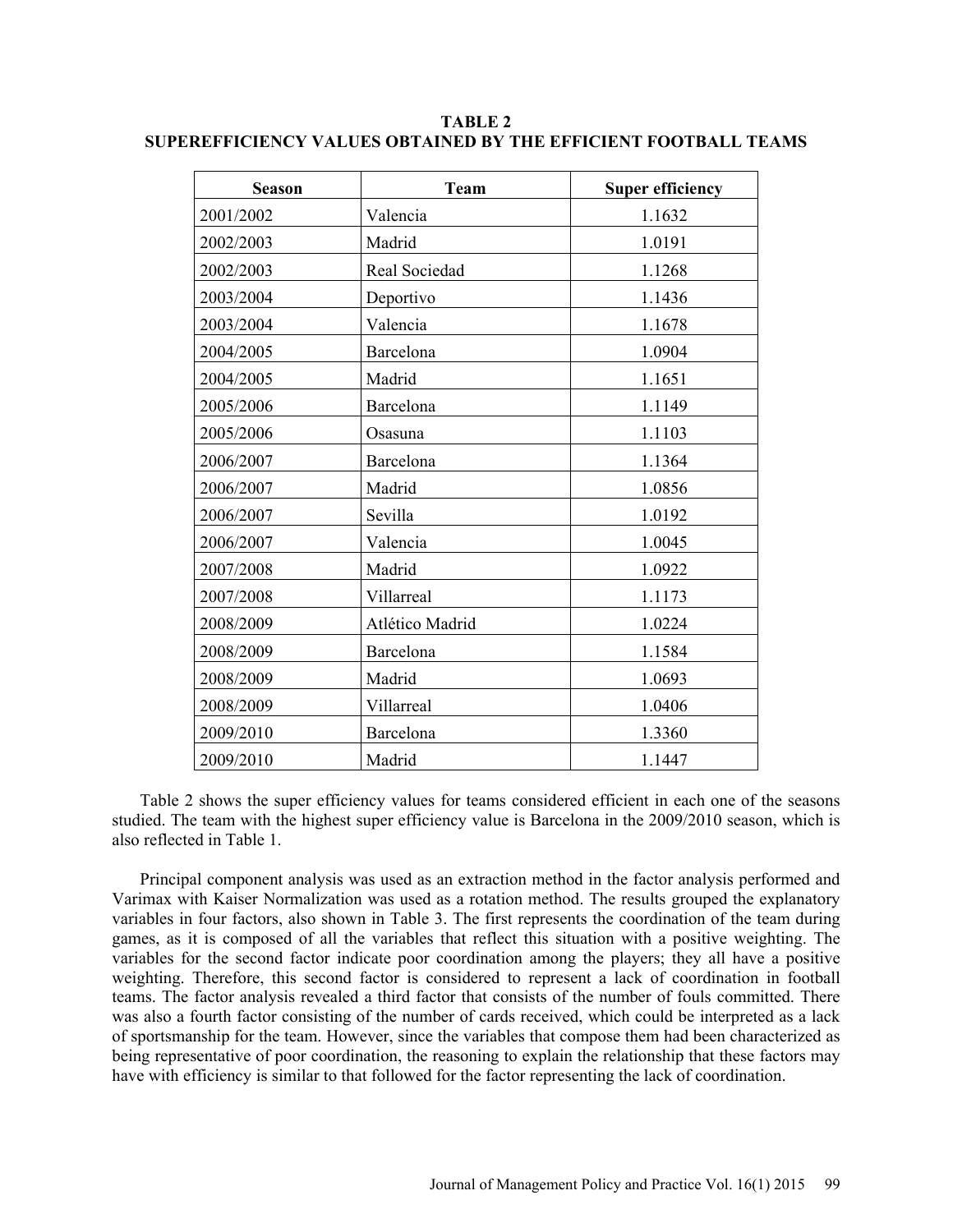**TABLE 2**
**SUPEREFFICIENCY VALUES OBTAINED BY THE EFFICIENT FOOTBALL TEAMS**

| Season | Team | Super efficiency |
|---|---|---|
| 2001/2002 | Valencia | 1.1632 |
| 2002/2003 | Madrid | 1.0191 |
| 2002/2003 | Real Sociedad | 1.1268 |
| 2003/2004 | Deportivo | 1.1436 |
| 2003/2004 | Valencia | 1.1678 |
| 2004/2005 | Barcelona | 1.0904 |
| 2004/2005 | Madrid | 1.1651 |
| 2005/2006 | Barcelona | 1.1149 |
| 2005/2006 | Osasuna | 1.1103 |
| 2006/2007 | Barcelona | 1.1364 |
| 2006/2007 | Madrid | 1.0856 |
| 2006/2007 | Sevilla | 1.0192 |
| 2006/2007 | Valencia | 1.0045 |
| 2007/2008 | Madrid | 1.0922 |
| 2007/2008 | Villarreal | 1.1173 |
| 2008/2009 | Atlético Madrid | 1.0224 |
| 2008/2009 | Barcelona | 1.1584 |
| 2008/2009 | Madrid | 1.0693 |
| 2008/2009 | Villarreal | 1.0406 |
| 2009/2010 | Barcelona | 1.3360 |
| 2009/2010 | Madrid | 1.1447 |

Table 2 shows the super efficiency values for teams considered efficient in each one of the seasons studied. The team with the highest super efficiency value is Barcelona in the 2009/2010 season, which is also reflected in Table 1.

Principal component analysis was used as an extraction method in the factor analysis performed and Varimax with Kaiser Normalization was used as a rotation method. The results grouped the explanatory variables in four factors, also shown in Table 3. The first represents the coordination of the team during games, as it is composed of all the variables that reflect this situation with a positive weighting. The variables for the second factor indicate poor coordination among the players; they all have a positive weighting. Therefore, this second factor is considered to represent a lack of coordination in football teams. The factor analysis revealed a third factor that consists of the number of fouls committed. There was also a fourth factor consisting of the number of cards received, which could be interpreted as a lack of sportsmanship for the team. However, since the variables that compose them had been characterized as being representative of poor coordination, the reasoning to explain the relationship that these factors may have with efficiency is similar to that followed for the factor representing the lack of coordination.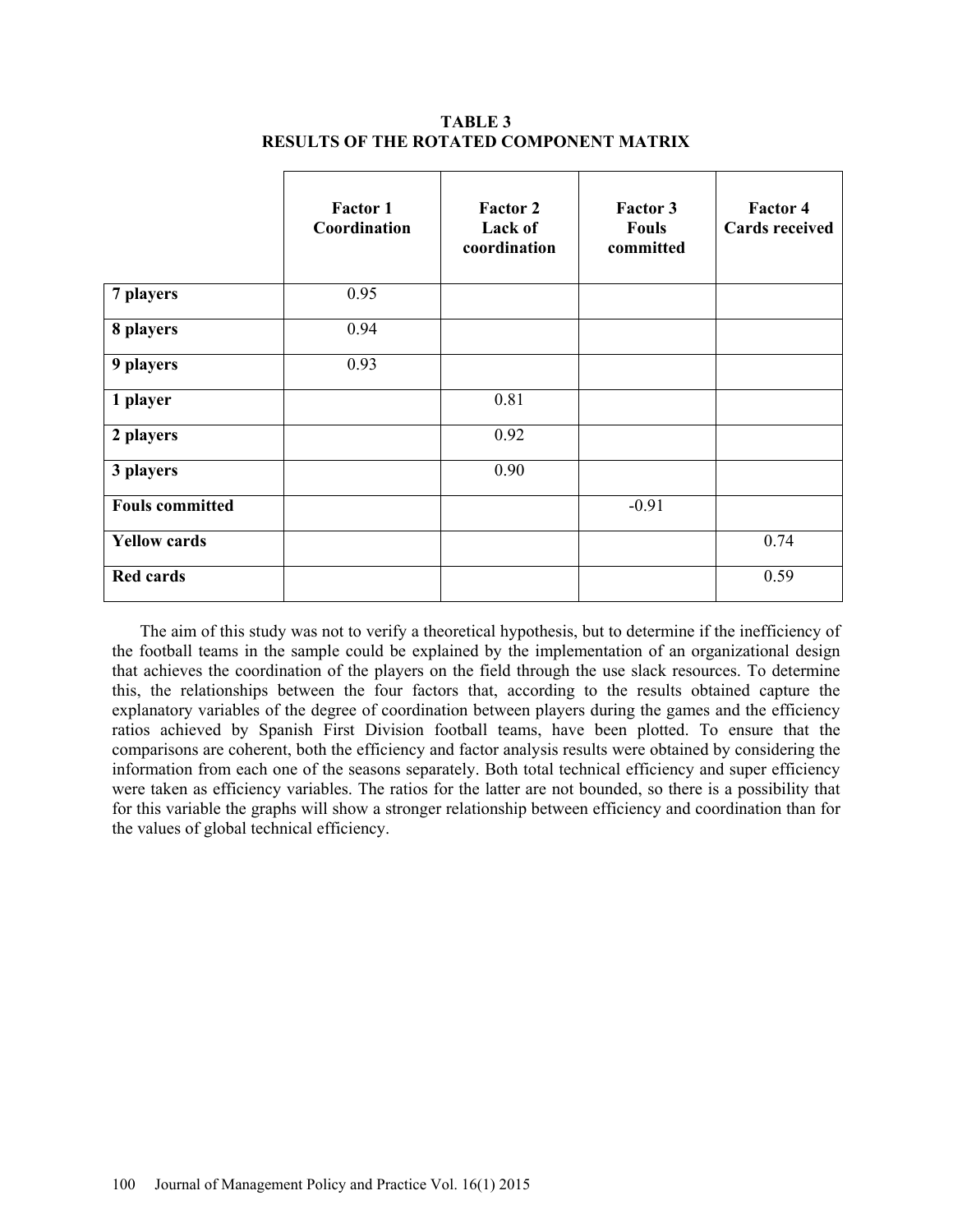**TABLE 3**
**RESULTS OF THE ROTATED COMPONENT MATRIX**

| | Factor 1 Coordination | Factor 2 Lack of coordination | Factor 3 Fouls committed | Factor 4 Cards received |
|---|---|---|---|---|
| **7 players** | 0.95 | | | |
| **8 players** | 0.94 | | | |
| **9 players** | 0.93 | | | |
| **1 player** | | 0.81 | | |
| **2 players** | | 0.92 | | |
| **3 players** | | 0.90 | | |
| **Fouls committed** | | | -0.91 | |
| **Yellow cards** | | | | 0.74 |
| **Red cards** | | | | 0.59 |

The aim of this study was not to verify a theoretical hypothesis, but to determine if the inefficiency of the football teams in the sample could be explained by the implementation of an organizational design that achieves the coordination of the players on the field through the use slack resources. To determine this, the relationships between the four factors that, according to the results obtained capture the explanatory variables of the degree of coordination between players during the games and the efficiency ratios achieved by Spanish First Division football teams, have been plotted. To ensure that the comparisons are coherent, both the efficiency and factor analysis results were obtained by considering the information from each one of the seasons separately. Both total technical efficiency and super efficiency were taken as efficiency variables. The ratios for the latter are not bounded, so there is a possibility that for this variable the graphs will show a stronger relationship between efficiency and coordination than for the values of global technical efficiency.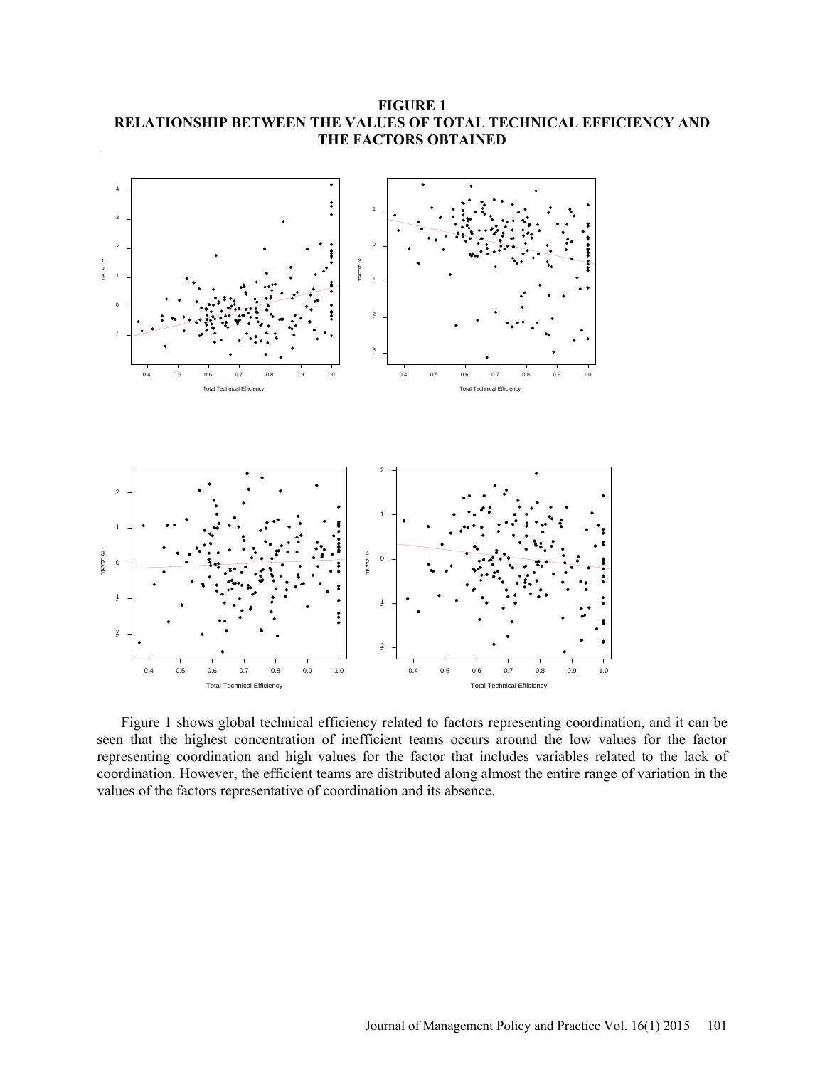**FIGURE 1**
**RELATIONSHIP BETWEEN THE VALUES OF TOTAL TECHNICAL EFFICIENCY AND THE FACTORS OBTAINED**

Figure 1 shows global technical efficiency related to factors representing coordination, and it can be seen that the highest concentration of inefficient teams occurs around the low values for the factor representing coordination and high values for the factor that includes variables related to the lack of coordination. However, the efficient teams are distributed along almost the entire range of variation in the values of the factors representative of coordination and its absence.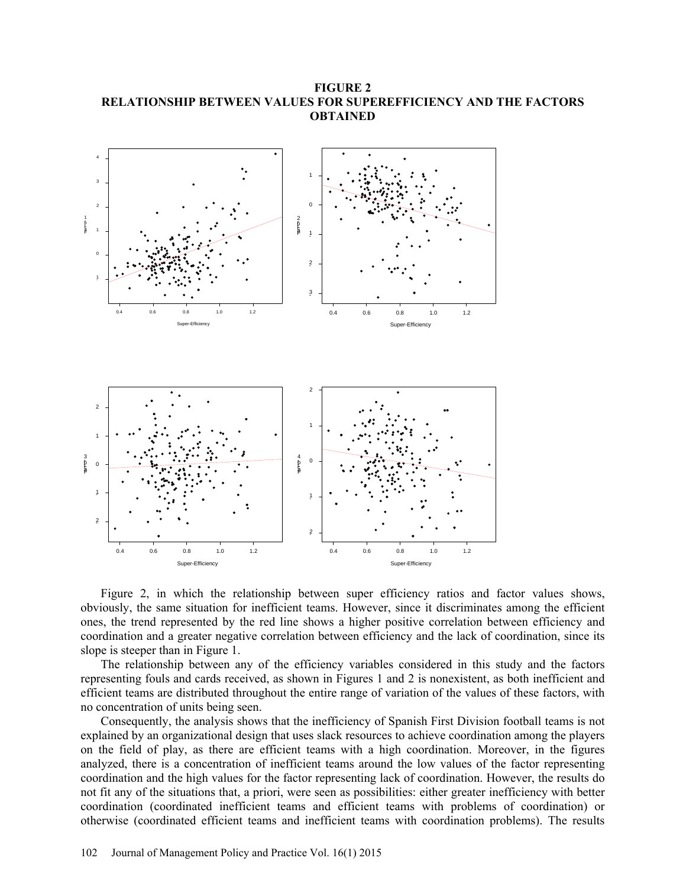**FIGURE 2**
**RELATIONSHIP BETWEEN VALUES FOR SUPEREFFICIENCY AND THE FACTORS OBTAINED**

Figure 2, in which the relationship between super efficiency ratios and factor values shows, obviously, the same situation for inefficient teams. However, since it discriminates among the efficient ones, the trend represented by the red line shows a higher positive correlation between efficiency and coordination and a greater negative correlation between efficiency and the lack of coordination, since its slope is steeper than in Figure 1.

The relationship between any of the efficiency variables considered in this study and the factors representing fouls and cards received, as shown in Figures 1 and 2 is nonexistent, as both inefficient and efficient teams are distributed throughout the entire range of variation of the values of these factors, with no concentration of units being seen.

Consequently, the analysis shows that the inefficiency of Spanish First Division football teams is not explained by an organizational design that uses slack resources to achieve coordination among the players on the field of play, as there are efficient teams with a high coordination. Moreover, in the figures analyzed, there is a concentration of inefficient teams around the low values of the factor representing coordination and the high values for the factor representing lack of coordination. However, the results do not fit any of the situations that, a priori, were seen as possibilities: either greater inefficiency with better coordination (coordinated inefficient teams and efficient teams with problems of coordination) or otherwise (coordinated efficient teams and inefficient teams with coordination problems). The results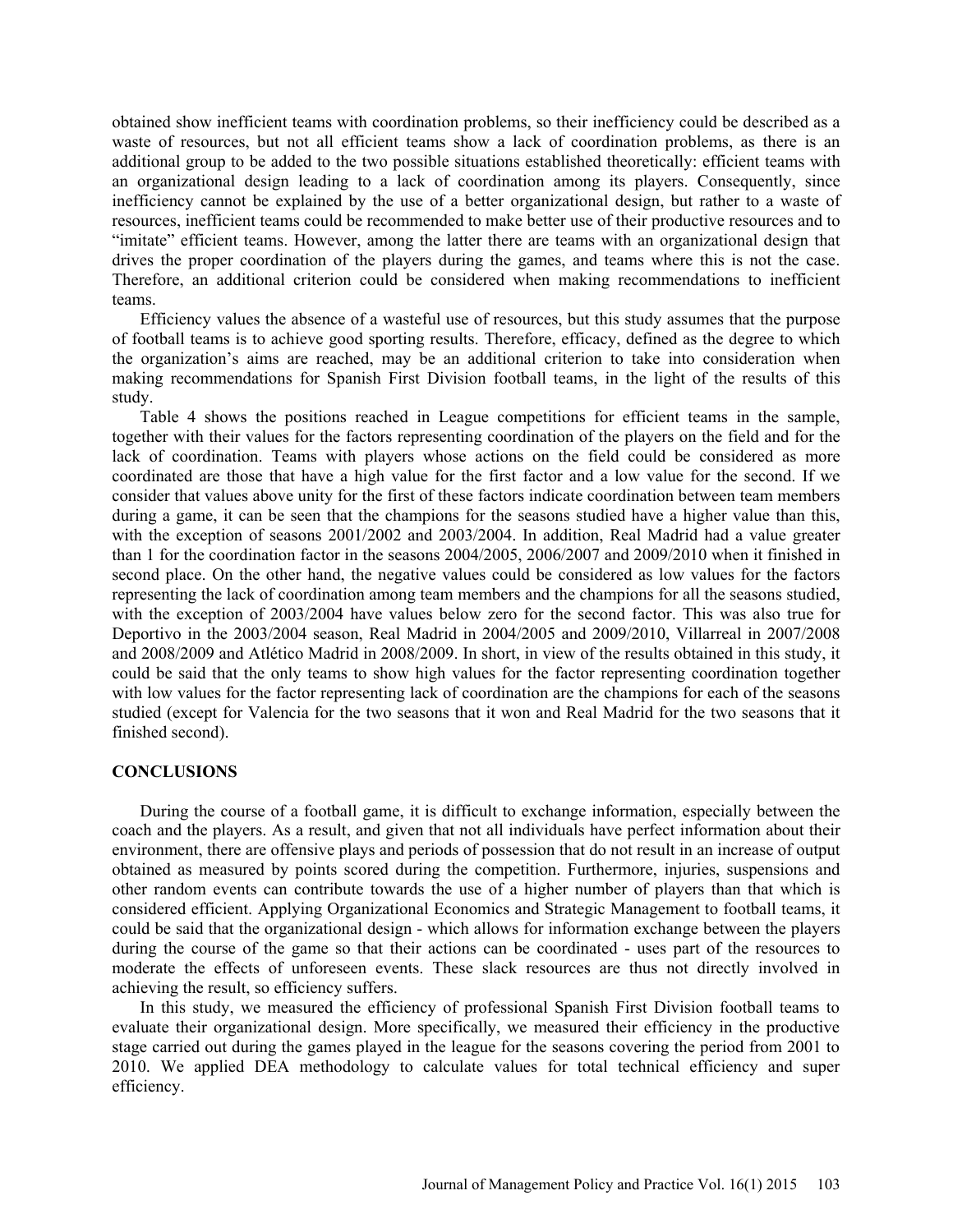obtained show inefficient teams with coordination problems, so their inefficiency could be described as a waste of resources, but not all efficient teams show a lack of coordination problems, as there is an additional group to be added to the two possible situations established theoretically: efficient teams with an organizational design leading to a lack of coordination among its players. Consequently, since inefficiency cannot be explained by the use of a better organizational design, but rather to a waste of resources, inefficient teams could be recommended to make better use of their productive resources and to "imitate" efficient teams. However, among the latter there are teams with an organizational design that drives the proper coordination of the players during the games, and teams where this is not the case. Therefore, an additional criterion could be considered when making recommendations to inefficient teams.

Efficiency values the absence of a wasteful use of resources, but this study assumes that the purpose of football teams is to achieve good sporting results. Therefore, efficacy, defined as the degree to which the organization's aims are reached, may be an additional criterion to take into consideration when making recommendations for Spanish First Division football teams, in the light of the results of this study.

Table 4 shows the positions reached in League competitions for efficient teams in the sample, together with their values for the factors representing coordination of the players on the field and for the lack of coordination. Teams with players whose actions on the field could be considered as more coordinated are those that have a high value for the first factor and a low value for the second. If we consider that values above unity for the first of these factors indicate coordination between team members during a game, it can be seen that the champions for the seasons studied have a higher value than this, with the exception of seasons 2001/2002 and 2003/2004. In addition, Real Madrid had a value greater than 1 for the coordination factor in the seasons 2004/2005, 2006/2007 and 2009/2010 when it finished in second place. On the other hand, the negative values could be considered as low values for the factors representing the lack of coordination among team members and the champions for all the seasons studied, with the exception of 2003/2004 have values below zero for the second factor. This was also true for Deportivo in the 2003/2004 season, Real Madrid in 2004/2005 and 2009/2010, Villarreal in 2007/2008 and 2008/2009 and Atlético Madrid in 2008/2009. In short, in view of the results obtained in this study, it could be said that the only teams to show high values for the factor representing coordination together with low values for the factor representing lack of coordination are the champions for each of the seasons studied (except for Valencia for the two seasons that it won and Real Madrid for the two seasons that it finished second).

## CONCLUSIONS

During the course of a football game, it is difficult to exchange information, especially between the coach and the players. As a result, and given that not all individuals have perfect information about their environment, there are offensive plays and periods of possession that do not result in an increase of output obtained as measured by points scored during the competition. Furthermore, injuries, suspensions and other random events can contribute towards the use of a higher number of players than that which is considered efficient. Applying Organizational Economics and Strategic Management to football teams, it could be said that the organizational design - which allows for information exchange between the players during the course of the game so that their actions can be coordinated - uses part of the resources to moderate the effects of unforeseen events. These slack resources are thus not directly involved in achieving the result, so efficiency suffers.

In this study, we measured the efficiency of professional Spanish First Division football teams to evaluate their organizational design. More specifically, we measured their efficiency in the productive stage carried out during the games played in the league for the seasons covering the period from 2001 to 2010. We applied DEA methodology to calculate values for total technical efficiency and super efficiency.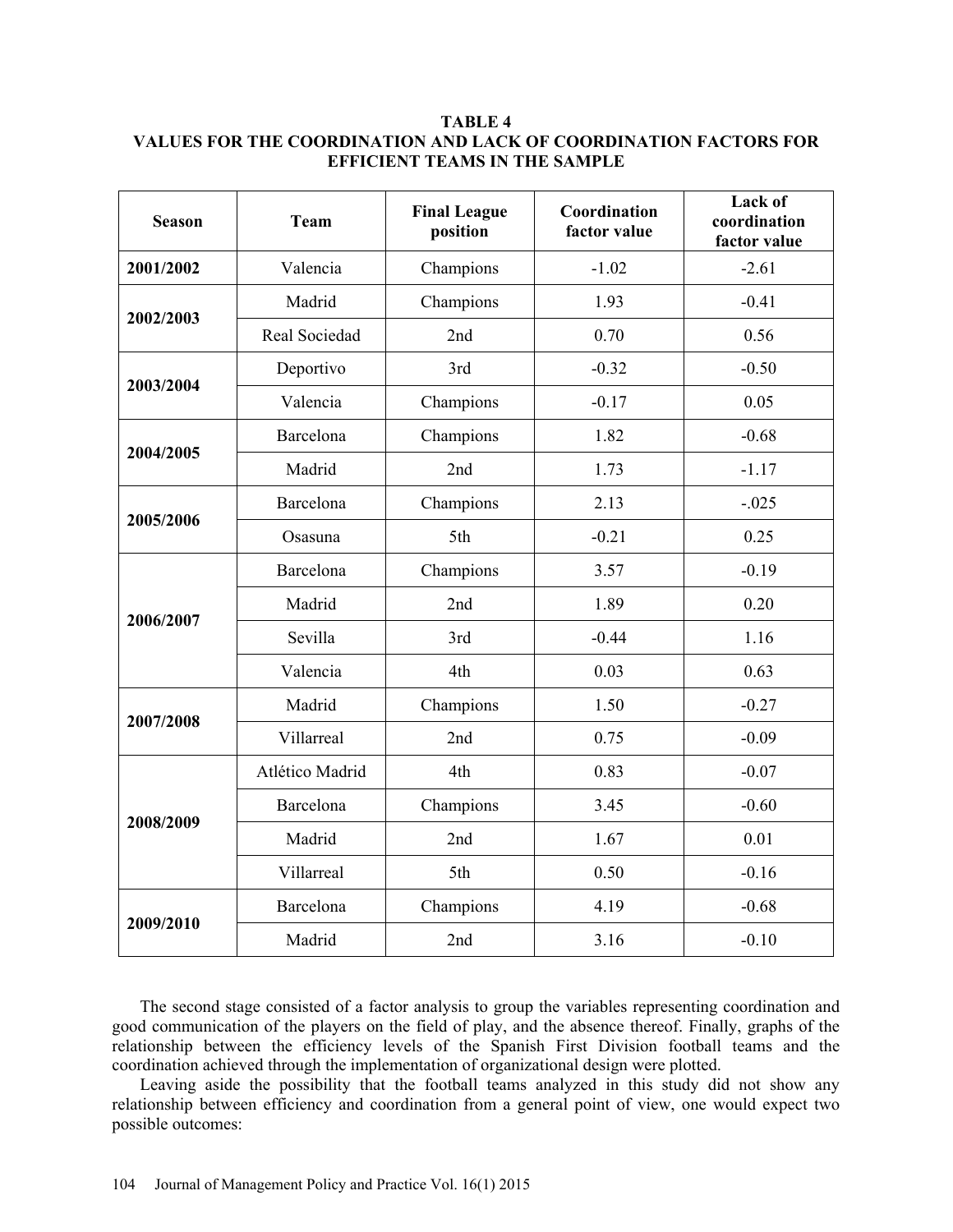**TABLE 4**
**VALUES FOR THE COORDINATION AND LACK OF COORDINATION FACTORS FOR EFFICIENT TEAMS IN THE SAMPLE**

| Season | Team | Final League position | Coordination factor value | Lack of coordination factor value |
|---|---|---|---|---|
| **2001/2002** | Valencia | Champions | -1.02 | -2.61 |
| **2002/2003** | Madrid | Champions | 1.93 | -0.41 |
| | Real Sociedad | 2nd | 0.70 | 0.56 |
| **2003/2004** | Deportivo | 3rd | -0.32 | -0.50 |
| | Valencia | Champions | -0.17 | 0.05 |
| **2004/2005** | Barcelona | Champions | 1.82 | -0.68 |
| | Madrid | 2nd | 1.73 | -1.17 |
| **2005/2006** | Barcelona | Champions | 2.13 | -.025 |
| | Osasuna | 5th | -0.21 | 0.25 |
| **2006/2007** | Barcelona | Champions | 3.57 | -0.19 |
| | Madrid | 2nd | 1.89 | 0.20 |
| | Sevilla | 3rd | -0.44 | 1.16 |
| | Valencia | 4th | 0.03 | 0.63 |
| **2007/2008** | Madrid | Champions | 1.50 | -0.27 |
| | Villarreal | 2nd | 0.75 | -0.09 |
| **2008/2009** | Atlético Madrid | 4th | 0.83 | -0.07 |
| | Barcelona | Champions | 3.45 | -0.60 |
| | Madrid | 2nd | 1.67 | 0.01 |
| | Villarreal | 5th | 0.50 | -0.16 |
| **2009/2010** | Barcelona | Champions | 4.19 | -0.68 |
| | Madrid | 2nd | 3.16 | -0.10 |

The second stage consisted of a factor analysis to group the variables representing coordination and good communication of the players on the field of play, and the absence thereof. Finally, graphs of the relationship between the efficiency levels of the Spanish First Division football teams and the coordination achieved through the implementation of organizational design were plotted.

Leaving aside the possibility that the football teams analyzed in this study did not show any relationship between efficiency and coordination from a general point of view, one would expect two possible outcomes: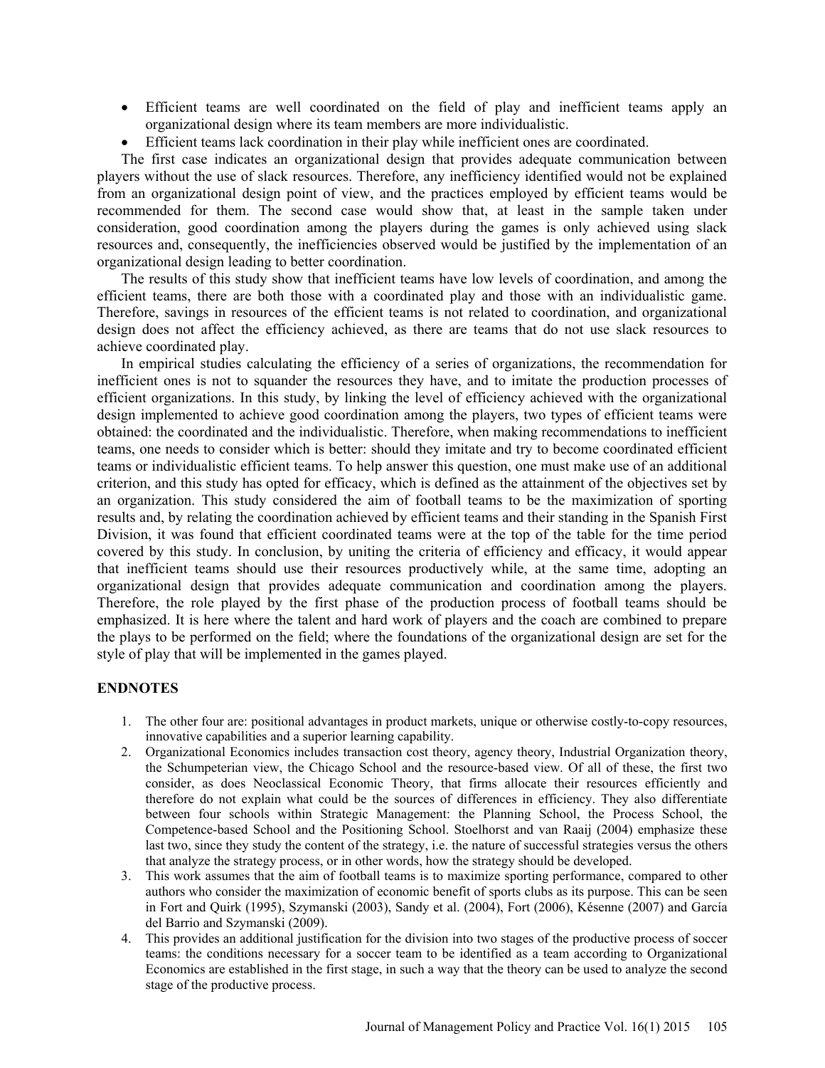- Efficient teams are well coordinated on the field of play and inefficient teams apply an organizational design where its team members are more individualistic.
- Efficient teams lack coordination in their play while inefficient ones are coordinated.

The first case indicates an organizational design that provides adequate communication between players without the use of slack resources. Therefore, any inefficiency identified would not be explained from an organizational design point of view, and the practices employed by efficient teams would be recommended for them. The second case would show that, at least in the sample taken under consideration, good coordination among the players during the games is only achieved using slack resources and, consequently, the inefficiencies observed would be justified by the implementation of an organizational design leading to better coordination.

The results of this study show that inefficient teams have low levels of coordination, and among the efficient teams, there are both those with a coordinated play and those with an individualistic game. Therefore, savings in resources of the efficient teams is not related to coordination, and organizational design does not affect the efficiency achieved, as there are teams that do not use slack resources to achieve coordinated play.

In empirical studies calculating the efficiency of a series of organizations, the recommendation for inefficient ones is not to squander the resources they have, and to imitate the production processes of efficient organizations. In this study, by linking the level of efficiency achieved with the organizational design implemented to achieve good coordination among the players, two types of efficient teams were obtained: the coordinated and the individualistic. Therefore, when making recommendations to inefficient teams, one needs to consider which is better: should they imitate and try to become coordinated efficient teams or individualistic efficient teams. To help answer this question, one must make use of an additional criterion, and this study has opted for efficacy, which is defined as the attainment of the objectives set by an organization. This study considered the aim of football teams to be the maximization of sporting results and, by relating the coordination achieved by efficient teams and their standing in the Spanish First Division, it was found that efficient coordinated teams were at the top of the table for the time period covered by this study. In conclusion, by uniting the criteria of efficiency and efficacy, it would appear that inefficient teams should use their resources productively while, at the same time, adopting an organizational design that provides adequate communication and coordination among the players. Therefore, the role played by the first phase of the production process of football teams should be emphasized. It is here where the talent and hard work of players and the coach are combined to prepare the plays to be performed on the field; where the foundations of the organizational design are set for the style of play that will be implemented in the games played.

## ENDNOTES

1. The other four are: positional advantages in product markets, unique or otherwise costly-to-copy resources, innovative capabilities and a superior learning capability.
2. Organizational Economics includes transaction cost theory, agency theory, Industrial Organization theory, the Schumpeterian view, the Chicago School and the resource-based view. Of all of these, the first two consider, as does Neoclassical Economic Theory, that firms allocate their resources efficiently and therefore do not explain what could be the sources of differences in efficiency. They also differentiate between four schools within Strategic Management: the Planning School, the Process School, the Competence-based School and the Positioning School. Stoelhorst and van Raaij (2004) emphasize these last two, since they study the content of the strategy, i.e. the nature of successful strategies versus the others that analyze the strategy process, or in other words, how the strategy should be developed.
3. This work assumes that the aim of football teams is to maximize sporting performance, compared to other authors who consider the maximization of economic benefit of sports clubs as its purpose. This can be seen in Fort and Quirk (1995), Szymanski (2003), Sandy et al. (2004), Fort (2006), Késenne (2007) and García del Barrio and Szymanski (2009).
4. This provides an additional justification for the division into two stages of the productive process of soccer teams: the conditions necessary for a soccer team to be identified as a team according to Organizational Economics are established in the first stage, in such a way that the theory can be used to analyze the second stage of the productive process.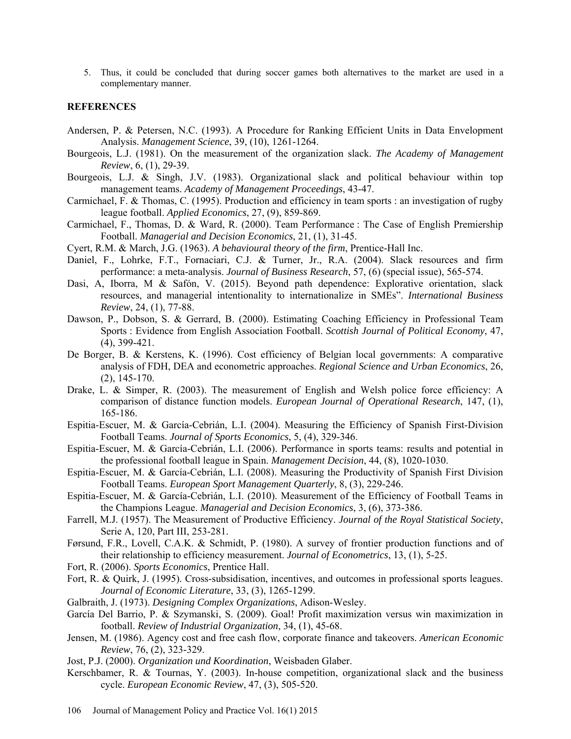5. Thus, it could be concluded that during soccer games both alternatives to the market are used in a complementary manner.

**REFERENCES**

Andersen, P. & Petersen, N.C. (1993). A Procedure for Ranking Efficient Units in Data Envelopment Analysis. *Management Science*, 39, (10), 1261-1264.

Bourgeois, L.J. (1981). On the measurement of the organization slack. *The Academy of Management Review*, 6, (1), 29-39.

Bourgeois, L.J. & Singh, J.V. (1983). Organizational slack and political behaviour within top management teams. *Academy of Management Proceedings*, 43-47.

Carmichael, F. & Thomas, C. (1995). Production and efficiency in team sports : an investigation of rugby league football. *Applied Economics*, 27, (9), 859-869.

Carmichael, F., Thomas, D. & Ward, R. (2000). Team Performance : The Case of English Premiership Football. *Managerial and Decision Economics*, 21, (1), 31-45.

Cyert, R.M. & March, J.G. (1963). *A behavioural theory of the firm*, Prentice-Hall Inc.

Daniel, F., Lohrke, F.T., Fornaciari, C.J. & Turner, Jr., R.A. (2004). Slack resources and firm performance: a meta-analysis. *Journal of Business Research*, 57, (6) (special issue), 565-574.

Dasi, A, Iborra, M & Safón, V. (2015). Beyond path dependence: Explorative orientation, slack resources, and managerial intentionality to internationalize in SMEs". *International Business Review*, 24, (1), 77-88.

Dawson, P., Dobson, S. & Gerrard, B. (2000). Estimating Coaching Efficiency in Professional Team Sports : Evidence from English Association Football. *Scottish Journal of Political Economy*, 47, (4), 399-421.

De Borger, B. & Kerstens, K. (1996). Cost efficiency of Belgian local governments: A comparative analysis of FDH, DEA and econometric approaches. *Regional Science and Urban Economics*, 26, (2), 145-170.

Drake, L. & Simper, R. (2003). The measurement of English and Welsh police force efficiency: A comparison of distance function models. *European Journal of Operational Research*, 147, (1), 165-186.

Espitia-Escuer, M. & García-Cebrián, L.I. (2004). Measuring the Efficiency of Spanish First-Division Football Teams. *Journal of Sports Economics*, 5, (4), 329-346.

Espitia-Escuer, M. & García-Cebrián, L.I. (2006). Performance in sports teams: results and potential in the professional football league in Spain. *Management Decision*, 44, (8), 1020-1030.

Espitia-Escuer, M. & García-Cebrián, L.I. (2008). Measuring the Productivity of Spanish First Division Football Teams. *European Sport Management Quarterly*, 8, (3), 229-246.

Espitia-Escuer, M. & García-Cebrián, L.I. (2010). Measurement of the Efficiency of Football Teams in the Champions League. *Managerial and Decision Economics*, 3, (6), 373-386.

Farrell, M.J. (1957). The Measurement of Productive Efficiency. *Journal of the Royal Statistical Society*, Serie A, 120, Part III, 253-281.

Førsund, F.R., Lovell, C.A.K. & Schmidt, P. (1980). A survey of frontier production functions and of their relationship to efficiency measurement. *Journal of Econometrics*, 13, (1), 5-25.

Fort, R. (2006). *Sports Economics*, Prentice Hall.

Fort, R. & Quirk, J. (1995). Cross-subsidisation, incentives, and outcomes in professional sports leagues. *Journal of Economic Literature*, 33, (3), 1265-1299.

Galbraith, J. (1973). *Designing Complex Organizations*, Adison-Wesley.

García Del Barrio, P. & Szymanski, S. (2009). Goal! Profit maximization versus win maximization in football. *Review of Industrial Organization*, 34, (1), 45-68.

Jensen, M. (1986). Agency cost and free cash flow, corporate finance and takeovers. *American Economic Review*, 76, (2), 323-329.

Jost, P.J. (2000). *Organization und Koordination*, Weisbaden Glaber.

Kerschbamer, R. & Tournas, Y. (2003). In-house competition, organizational slack and the business cycle. *European Economic Review*, 47, (3), 505-520.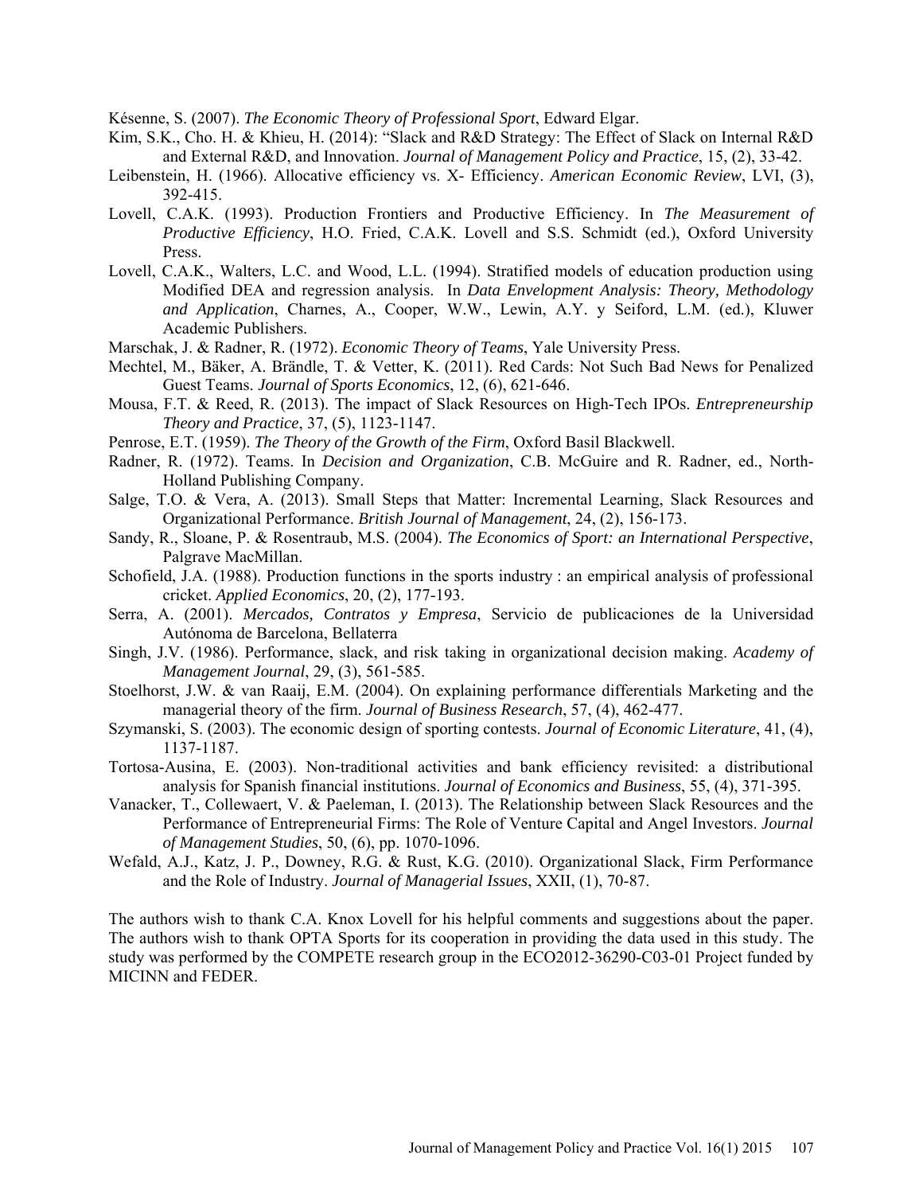Késenne, S. (2007). *The Economic Theory of Professional Sport*, Edward Elgar.

Kim, S.K., Cho. H. & Khieu, H. (2014): "Slack and R&D Strategy: The Effect of Slack on Internal R&D and External R&D, and Innovation. *Journal of Management Policy and Practice*, 15, (2), 33-42.

Leibenstein, H. (1966). Allocative efficiency vs. X- Efficiency. *American Economic Review*, LVI, (3), 392-415.

Lovell, C.A.K. (1993). Production Frontiers and Productive Efficiency. In *The Measurement of Productive Efficiency*, H.O. Fried, C.A.K. Lovell and S.S. Schmidt (ed.), Oxford University Press.

Lovell, C.A.K., Walters, L.C. and Wood, L.L. (1994). Stratified models of education production using Modified DEA and regression analysis. In *Data Envelopment Analysis: Theory, Methodology and Application*, Charnes, A., Cooper, W.W., Lewin, A.Y. y Seiford, L.M. (ed.), Kluwer Academic Publishers.

Marschak, J. & Radner, R. (1972). *Economic Theory of Teams*, Yale University Press.

Mechtel, M., Bäker, A. Brändle, T. & Vetter, K. (2011). Red Cards: Not Such Bad News for Penalized Guest Teams. *Journal of Sports Economics*, 12, (6), 621-646.

Mousa, F.T. & Reed, R. (2013). The impact of Slack Resources on High-Tech IPOs. *Entrepreneurship Theory and Practice*, 37, (5), 1123-1147.

Penrose, E.T. (1959). *The Theory of the Growth of the Firm*, Oxford Basil Blackwell.

Radner, R. (1972). Teams. In *Decision and Organization*, C.B. McGuire and R. Radner, ed., North-Holland Publishing Company.

Salge, T.O. & Vera, A. (2013). Small Steps that Matter: Incremental Learning, Slack Resources and Organizational Performance. *British Journal of Management*, 24, (2), 156-173.

Sandy, R., Sloane, P. & Rosentraub, M.S. (2004). *The Economics of Sport: an International Perspective*, Palgrave MacMillan.

Schofield, J.A. (1988). Production functions in the sports industry : an empirical analysis of professional cricket. *Applied Economics*, 20, (2), 177-193.

Serra, A. (2001). *Mercados, Contratos y Empresa*, Servicio de publicaciones de la Universidad Autónoma de Barcelona, Bellaterra

Singh, J.V. (1986). Performance, slack, and risk taking in organizational decision making. *Academy of Management Journal*, 29, (3), 561-585.

Stoelhorst, J.W. & van Raaij, E.M. (2004). On explaining performance differentials Marketing and the managerial theory of the firm. *Journal of Business Research*, 57, (4), 462-477.

Szymanski, S. (2003). The economic design of sporting contests. *Journal of Economic Literature*, 41, (4), 1137-1187.

Tortosa-Ausina, E. (2003). Non-traditional activities and bank efficiency revisited: a distributional analysis for Spanish financial institutions. *Journal of Economics and Business*, 55, (4), 371-395.

Vanacker, T., Collewaert, V. & Paeleman, I. (2013). The Relationship between Slack Resources and the Performance of Entrepreneurial Firms: The Role of Venture Capital and Angel Investors. *Journal of Management Studies*, 50, (6), pp. 1070-1096.

Wefald, A.J., Katz, J. P., Downey, R.G. & Rust, K.G. (2010). Organizational Slack, Firm Performance and the Role of Industry. *Journal of Managerial Issues*, XXII, (1), 70-87.

The authors wish to thank C.A. Knox Lovell for his helpful comments and suggestions about the paper. The authors wish to thank OPTA Sports for its cooperation in providing the data used in this study. The study was performed by the COMPETE research group in the ECO2012-36290-C03-01 Project funded by MICINN and FEDER.